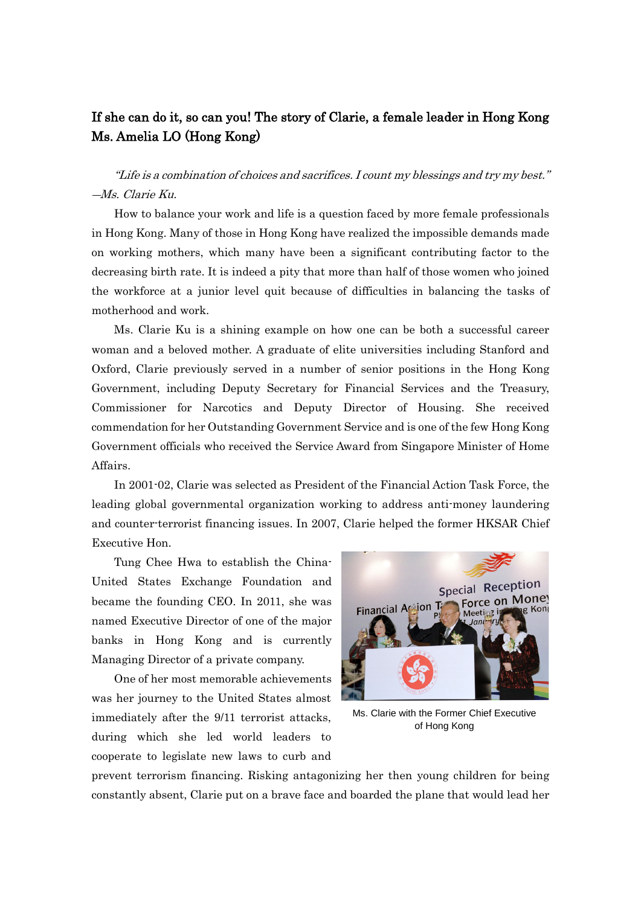## If she can do it, so can you! The story of Clarie, a female leader in Hong Kong
## Ms. Amelia LO (Hong Kong)

*"Life is a combination of choices and sacrifices. I count my blessings and try my best."*
*—Ms. Clarie Ku.*

How to balance your work and life is a question faced by more female professionals in Hong Kong. Many of those in Hong Kong have realized the impossible demands made on working mothers, which many have been a significant contributing factor to the decreasing birth rate. It is indeed a pity that more than half of those women who joined the workforce at a junior level quit because of difficulties in balancing the tasks of motherhood and work.

Ms. Clarie Ku is a shining example on how one can be both a successful career woman and a beloved mother. A graduate of elite universities including Stanford and Oxford, Clarie previously served in a number of senior positions in the Hong Kong Government, including Deputy Secretary for Financial Services and the Treasury, Commissioner for Narcotics and Deputy Director of Housing. She received commendation for her Outstanding Government Service and is one of the few Hong Kong Government officials who received the Service Award from Singapore Minister of Home Affairs.

In 2001-02, Clarie was selected as President of the Financial Action Task Force, the leading global governmental organization working to address anti-money laundering and counter-terrorist financing issues. In 2007, Clarie helped the former HKSAR Chief Executive Hon.

Tung Chee Hwa to establish the China-United States Exchange Foundation and became the founding CEO. In 2011, she was named Executive Director of one of the major banks in Hong Kong and is currently Managing Director of a private company.

Ms. Clarie with the Former Chief Executive of Hong Kong

One of her most memorable achievements was her journey to the United States almost immediately after the 9/11 terrorist attacks, during which she led world leaders to cooperate to legislate new laws to curb and prevent terrorism financing. Risking antagonizing her then young children for being constantly absent, Clarie put on a brave face and boarded the plane that would lead her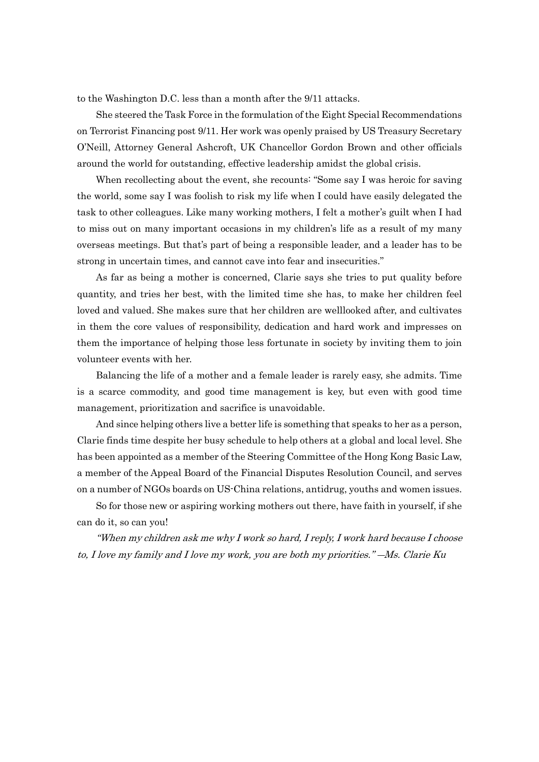to the Washington D.C. less than a month after the 9/11 attacks.

She steered the Task Force in the formulation of the Eight Special Recommendations on Terrorist Financing post 9/11. Her work was openly praised by US Treasury Secretary O'Neill, Attorney General Ashcroft, UK Chancellor Gordon Brown and other officials around the world for outstanding, effective leadership amidst the global crisis.

When recollecting about the event, she recounts: "Some say I was heroic for saving the world, some say I was foolish to risk my life when I could have easily delegated the task to other colleagues. Like many working mothers, I felt a mother's guilt when I had to miss out on many important occasions in my children's life as a result of my many overseas meetings. But that's part of being a responsible leader, and a leader has to be strong in uncertain times, and cannot cave into fear and insecurities."

As far as being a mother is concerned, Clarie says she tries to put quality before quantity, and tries her best, with the limited time she has, to make her children feel loved and valued. She makes sure that her children are welllooked after, and cultivates in them the core values of responsibility, dedication and hard work and impresses on them the importance of helping those less fortunate in society by inviting them to join volunteer events with her.

Balancing the life of a mother and a female leader is rarely easy, she admits. Time is a scarce commodity, and good time management is key, but even with good time management, prioritization and sacrifice is unavoidable.

And since helping others live a better life is something that speaks to her as a person, Clarie finds time despite her busy schedule to help others at a global and local level. She has been appointed as a member of the Steering Committee of the Hong Kong Basic Law, a member of the Appeal Board of the Financial Disputes Resolution Council, and serves on a number of NGOs boards on US-China relations, antidrug, youths and women issues.

So for those new or aspiring working mothers out there, have faith in yourself, if she can do it, so can you!

*"When my children ask me why I work so hard, I reply, I work hard because I choose to, I love my family and I love my work, you are both my priorities." —Ms. Clarie Ku*